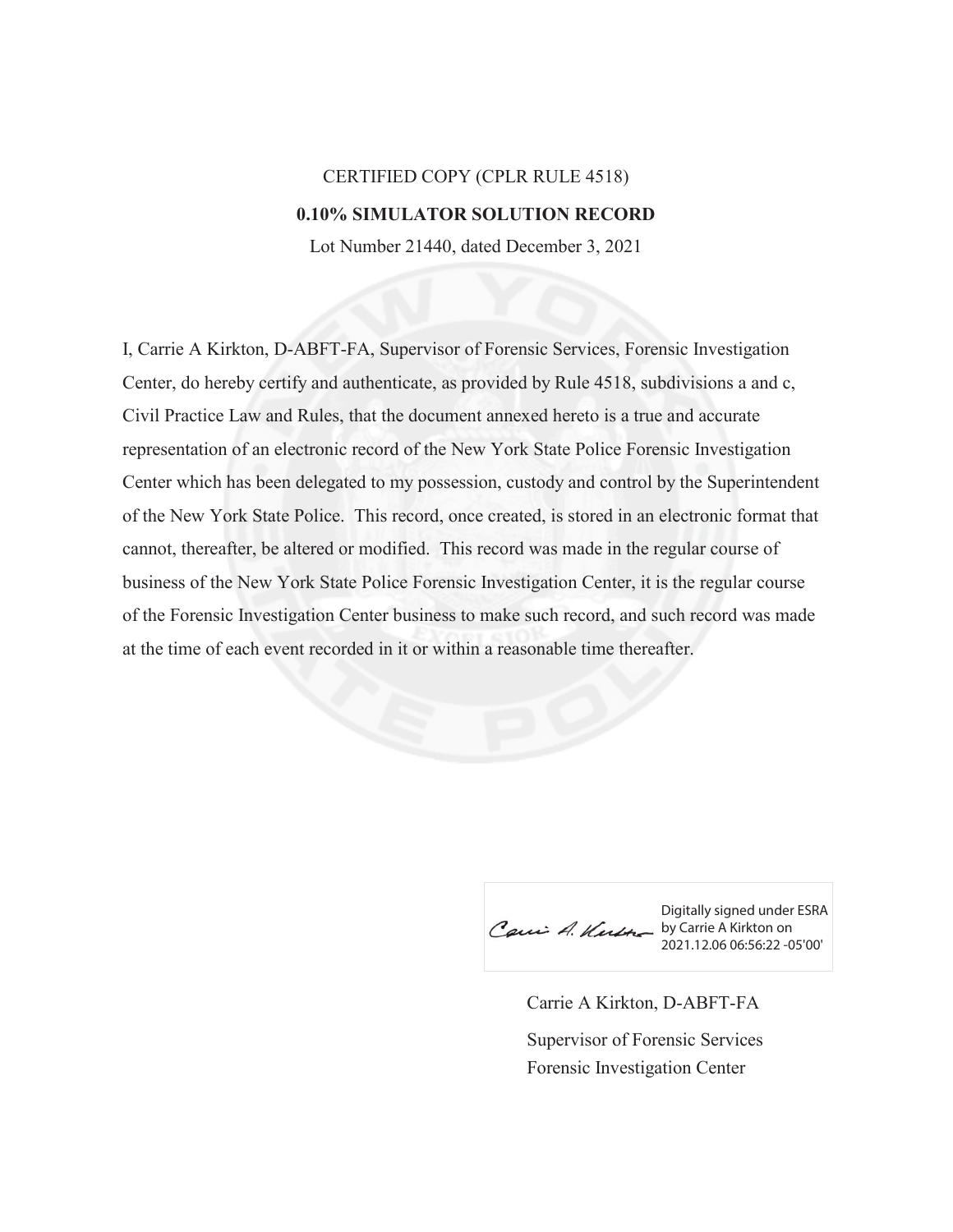CERTIFIED COPY (CPLR RULE 4518)

**0.10% SIMULATOR SOLUTION RECORD**

Lot Number 21440, dated December 3, 2021

I, Carrie A Kirkton, D-ABFT-FA, Supervisor of Forensic Services, Forensic Investigation Center, do hereby certify and authenticate, as provided by Rule 4518, subdivisions a and c, Civil Practice Law and Rules, that the document annexed hereto is a true and accurate representation of an electronic record of the New York State Police Forensic Investigation Center which has been delegated to my possession, custody and control by the Superintendent of the New York State Police. This record, once created, is stored in an electronic format that cannot, thereafter, be altered or modified. This record was made in the regular course of business of the New York State Police Forensic Investigation Center, it is the regular course of the Forensic Investigation Center business to make such record, and such record was made at the time of each event recorded in it or within a reasonable time thereafter.

Digitally signed under ESRA by Carrie A Kirkton on 2021.12.06 06:56:22 -05'00'

Carrie A Kirkton, D-ABFT-FA

Supervisor of Forensic Services

Forensic Investigation Center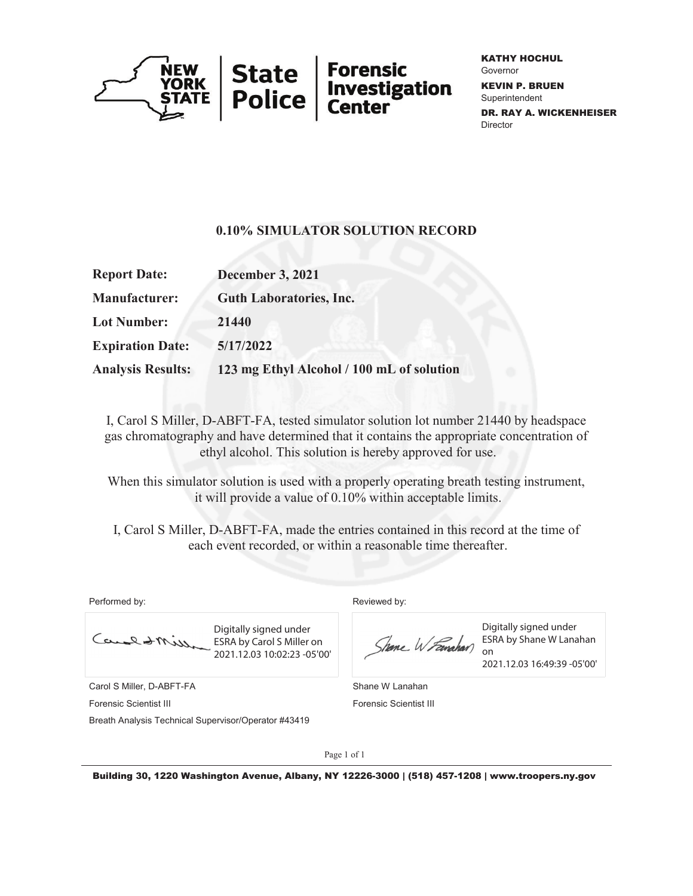NEW YORK STATE | State Police | Forensic Investigation Center

**KATHY HOCHUL**
Governor

**KEVIN P. BRUEN**
Superintendent

**DR. RAY A. WICKENHEISER**
Director

## 0.10% SIMULATOR SOLUTION RECORD

| | |
|---|---|
| **Report Date:** | **December 3, 2021** |
| **Manufacturer:** | **Guth Laboratories, Inc.** |
| **Lot Number:** | **21440** |
| **Expiration Date:** | **5/17/2022** |
| **Analysis Results:** | **123 mg Ethyl Alcohol / 100 mL of solution** |

I, Carol S Miller, D-ABFT-FA, tested simulator solution lot number 21440 by headspace gas chromatography and have determined that it contains the appropriate concentration of ethyl alcohol. This solution is hereby approved for use.

When this simulator solution is used with a properly operating breath testing instrument, it will provide a value of 0.10% within acceptable limits.

I, Carol S Miller, D-ABFT-FA, made the entries contained in this record at the time of each event recorded, or within a reasonable time thereafter.

Performed by:

Digitally signed under ESRA by Carol S Miller on 2021.12.03 10:02:23 -05'00'

Carol S Miller, D-ABFT-FA
Forensic Scientist III
Breath Analysis Technical Supervisor/Operator #43419

Reviewed by:

Digitally signed under ESRA by Shane W Lanahan on 2021.12.03 16:49:39 -05'00'

Shane W Lanahan
Forensic Scientist III

**Building 30, 1220 Washington Avenue, Albany, NY 12226-3000 | (518) 457-1208 | www.troopers.ny.gov**